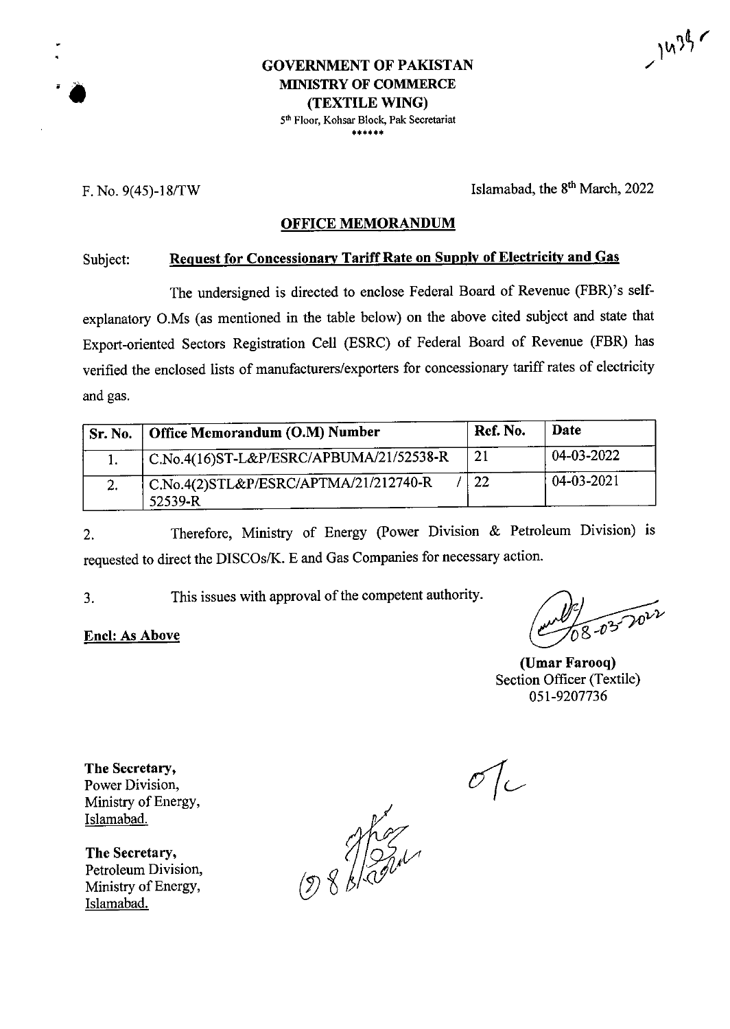**GOVERNMENT OF PAKISTAN**
**MINISTRY OF COMMERCE**
**(TEXTILE WING)**
5th Floor, Kohsar Block, Pak Secretariat
\*\*\*\*\*\*

F. No. 9(45)-18/TW

Islamabad, the 8th March, 2022

**OFFICE MEMORANDUM**

Subject: **Request for Concessionary Tariff Rate on Supply of Electricity and Gas**

The undersigned is directed to enclose Federal Board of Revenue (FBR)'s self-explanatory O.Ms (as mentioned in the table below) on the above cited subject and state that Export-oriented Sectors Registration Cell (ESRC) of Federal Board of Revenue (FBR) has verified the enclosed lists of manufacturers/exporters for concessionary tariff rates of electricity and gas.

| Sr. No. | Office Memorandum (O.M) Number | Ref. No. | Date |
|---|---|---|---|
| 1. | C.No.4(16)ST-L&P/ESRC/APBUMA/21/52538-R | 21 | 04-03-2022 |
| 2. | C.No.4(2)STL&P/ESRC/APTMA/21/212740-R / 52539-R | 22 | 04-03-2021 |

2. Therefore, Ministry of Energy (Power Division & Petroleum Division) is requested to direct the DISCOs/K. E and Gas Companies for necessary action.

3. This issues with approval of the competent authority.

**Encl: As Above**

08-03-2022

**(Umar Farooq)**
Section Officer (Textile)
051-9207736

**The Secretary,**
Power Division,
Ministry of Energy,
Islamabad.

**The Secretary,**
Petroleum Division,
Ministry of Energy,
Islamabad.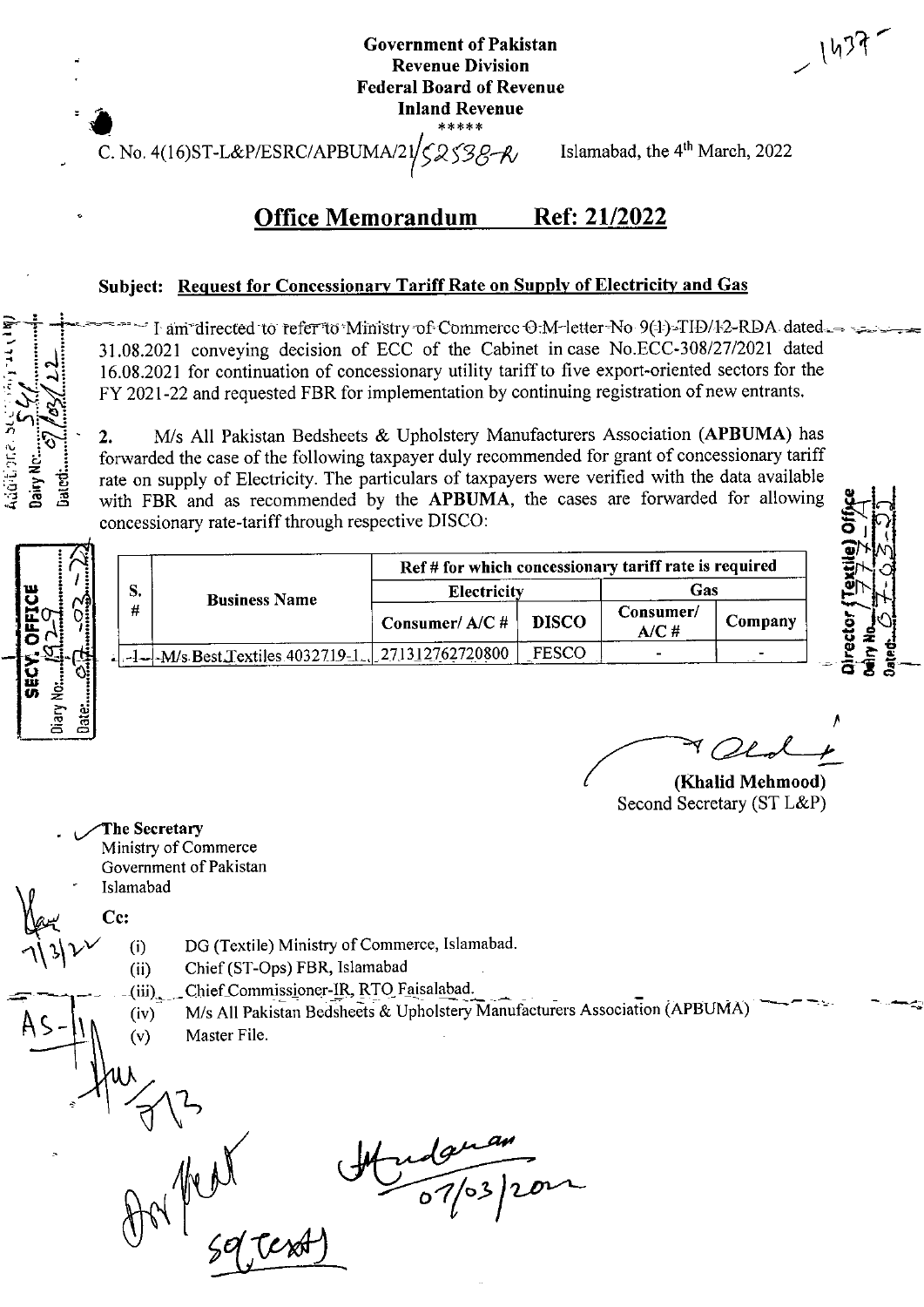Government of Pakistan
Revenue Division
Federal Board of Revenue
Inland Revenue

\*\*\*\*\*

C. No. 4(16)ST-L&P/ESRC/APBUMA/21/52538-R

Islamabad, the 4th March, 2022

## Office Memorandum Ref: 21/2022

**Subject: Request for Concessionary Tariff Rate on Supply of Electricity and Gas**

I am directed to refer to Ministry of Commerce O.M letter No 9(1)-TID/12-RDA dated 31.08.2021 conveying decision of ECC of the Cabinet in case No.ECC-308/27/2021 dated 16.08.2021 for continuation of concessionary utility tariff to five export-oriented sectors for the FY 2021-22 and requested FBR for implementation by continuing registration of new entrants.

2. M/s All Pakistan Bedsheets & Upholstery Manufacturers Association (**APBUMA**) has forwarded the case of the following taxpayer duly recommended for grant of concessionary tariff rate on supply of Electricity. The particulars of taxpayers were verified with the data available with FBR and as recommended by the **APBUMA**, the cases are forwarded for allowing concessionary rate-tariff through respective DISCO:

| S. # | Business Name | Ref # for which concessionary tariff rate is required | | | |
|---|---|---|---|---|---|
| | | Electricity | | Gas | |
| | | Consumer/ A/C # | DISCO | Consumer/ A/C # | Company |
| 1 | M/s Best Textiles 4032719-1 | 27131276272080​0 | FESCO | - | - |

(Khalid Mehmood)
Second Secretary (ST L&P)

The Secretary
Ministry of Commerce
Government of Pakistan
Islamabad

Cc:

(i) DG (Textile) Ministry of Commerce, Islamabad.
(ii) Chief (ST-Ops) FBR, Islamabad
(iii) Chief Commissioner-IR, RTO Faisalabad.
(iv) M/s All Pakistan Bedsheets & Upholstery Manufacturers Association (APBUMA)
(v) Master File.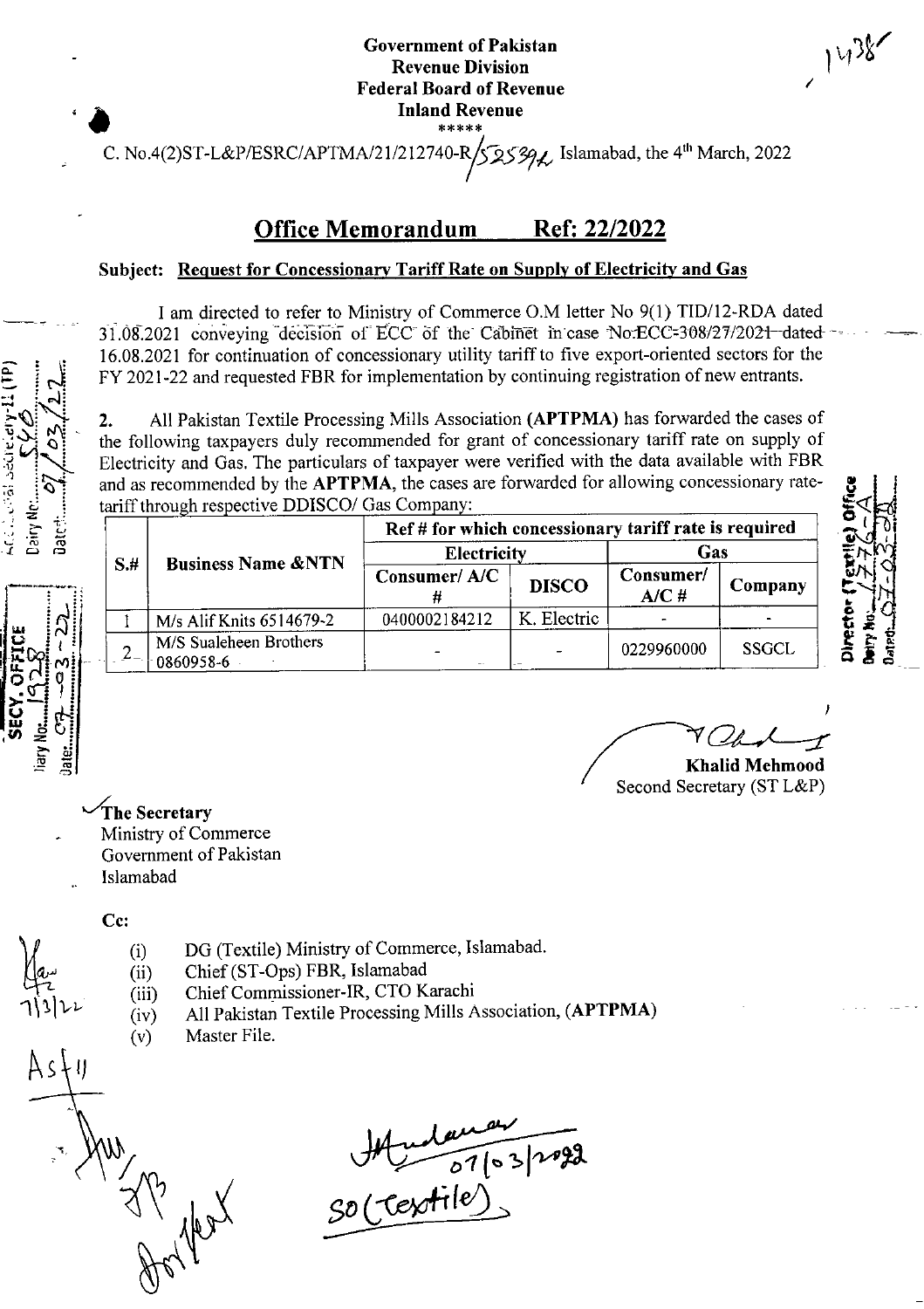**Government of Pakistan**
**Revenue Division**
**Federal Board of Revenue**
**Inland Revenue**
\*\*\*\*\*

C. No.4(2)ST-L&P/ESRC/APTMA/21/212740-R/525392 Islamabad, the 4th March, 2022

## Office Memorandum Ref: 22/2022

**Subject: Request for Concessionary Tariff Rate on Supply of Electricity and Gas**

I am directed to refer to Ministry of Commerce O.M letter No 9(1) TID/12-RDA dated 31.08.2021 conveying decision of ECC of the Cabinet in case No.ECC-308/27/2021 dated 16.08.2021 for continuation of concessionary utility tariff to five export-oriented sectors for the FY 2021-22 and requested FBR for implementation by continuing registration of new entrants.

**2.** All Pakistan Textile Processing Mills Association **(APTPMA)** has forwarded the cases of the following taxpayers duly recommended for grant of concessionary tariff rate on supply of Electricity and Gas. The particulars of taxpayer were verified with the data available with FBR and as recommended by the **APTPMA**, the cases are forwarded for allowing concessionary rate-tariff through respective DDISCO/ Gas Company:

| S.# | Business Name &NTN | Ref # for which concessionary tariff rate is required | | | |
|---|---|---|---|---|---|
| | | Electricity | | Gas | |
| | | Consumer/ A/C # | DISCO | Consumer/ A/C # | Company |
| 1 | M/s Alif Knits 6514679-2 | 0400002184212 | K. Electric | - | - |
| 2 | M/S Sualeheen Brothers 0860958-6 | - | - | 0229960000 | SSGCL |

**Khalid Mehmood**
Second Secretary (ST L&P)

**The Secretary**
Ministry of Commerce
Government of Pakistan
Islamabad

**Cc:**

(i) DG (Textile) Ministry of Commerce, Islamabad.
(ii) Chief (ST-Ops) FBR, Islamabad
(iii) Chief Commissioner-IR, CTO Karachi
(iv) All Pakistan Textile Processing Mills Association, **(APTPMA)**
(v) Master File.